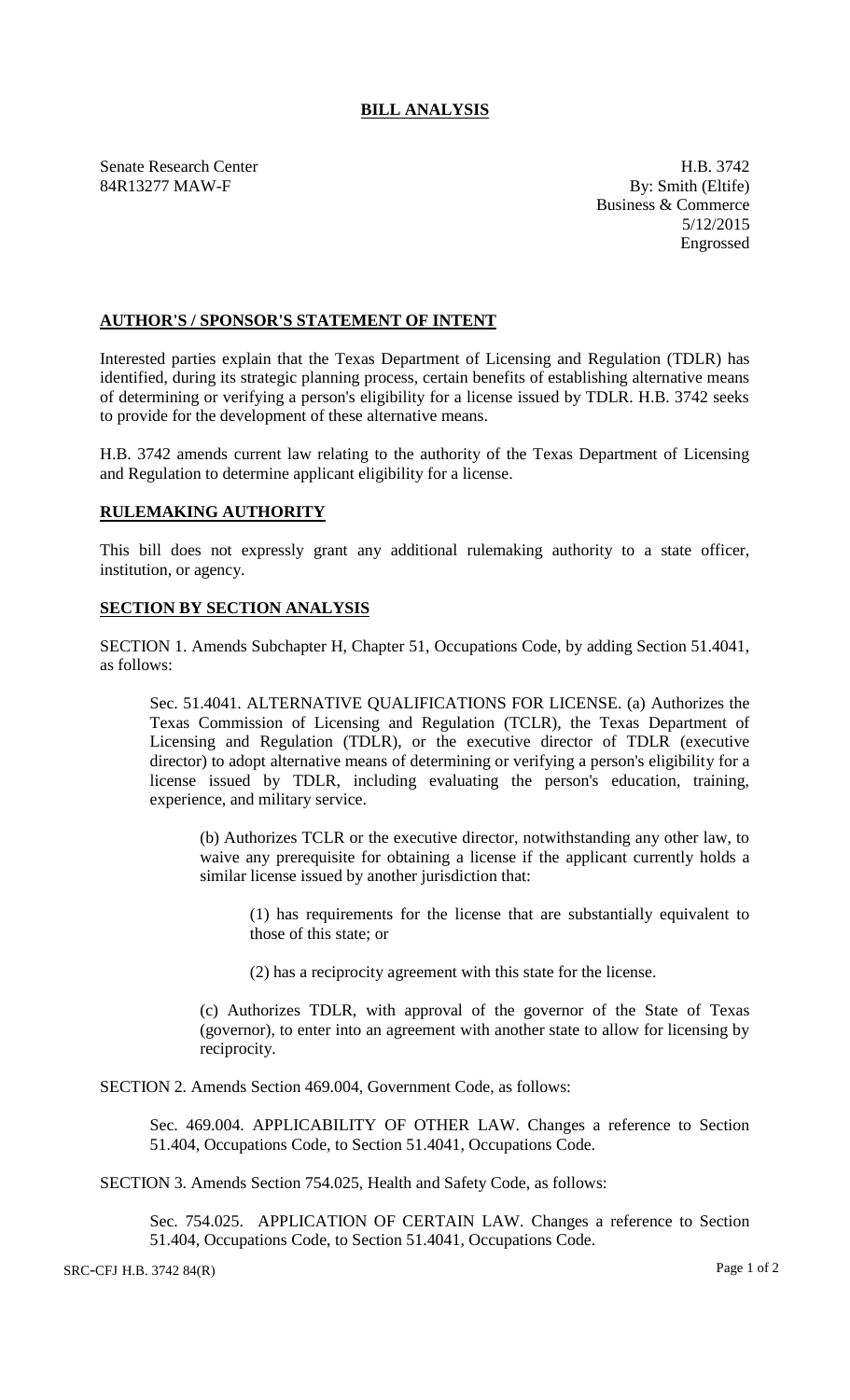# BILL ANALYSIS

Senate Research Center
84R13277 MAW-F

H.B. 3742
By: Smith (Eltife)
Business & Commerce
5/12/2015
Engrossed

## AUTHOR'S / SPONSOR'S STATEMENT OF INTENT

Interested parties explain that the Texas Department of Licensing and Regulation (TDLR) has identified, during its strategic planning process, certain benefits of establishing alternative means of determining or verifying a person's eligibility for a license issued by TDLR. H.B. 3742 seeks to provide for the development of these alternative means.

H.B. 3742 amends current law relating to the authority of the Texas Department of Licensing and Regulation to determine applicant eligibility for a license.

## RULEMAKING AUTHORITY

This bill does not expressly grant any additional rulemaking authority to a state officer, institution, or agency.

## SECTION BY SECTION ANALYSIS

SECTION 1. Amends Subchapter H, Chapter 51, Occupations Code, by adding Section 51.4041, as follows:

Sec. 51.4041. ALTERNATIVE QUALIFICATIONS FOR LICENSE. (a) Authorizes the Texas Commission of Licensing and Regulation (TCLR), the Texas Department of Licensing and Regulation (TDLR), or the executive director of TDLR (executive director) to adopt alternative means of determining or verifying a person's eligibility for a license issued by TDLR, including evaluating the person's education, training, experience, and military service.

(b) Authorizes TCLR or the executive director, notwithstanding any other law, to waive any prerequisite for obtaining a license if the applicant currently holds a similar license issued by another jurisdiction that:

(1) has requirements for the license that are substantially equivalent to those of this state; or

(2) has a reciprocity agreement with this state for the license.

(c) Authorizes TDLR, with approval of the governor of the State of Texas (governor), to enter into an agreement with another state to allow for licensing by reciprocity.

SECTION 2. Amends Section 469.004, Government Code, as follows:

Sec. 469.004. APPLICABILITY OF OTHER LAW. Changes a reference to Section 51.404, Occupations Code, to Section 51.4041, Occupations Code.

SECTION 3. Amends Section 754.025, Health and Safety Code, as follows:

Sec. 754.025. APPLICATION OF CERTAIN LAW. Changes a reference to Section 51.404, Occupations Code, to Section 51.4041, Occupations Code.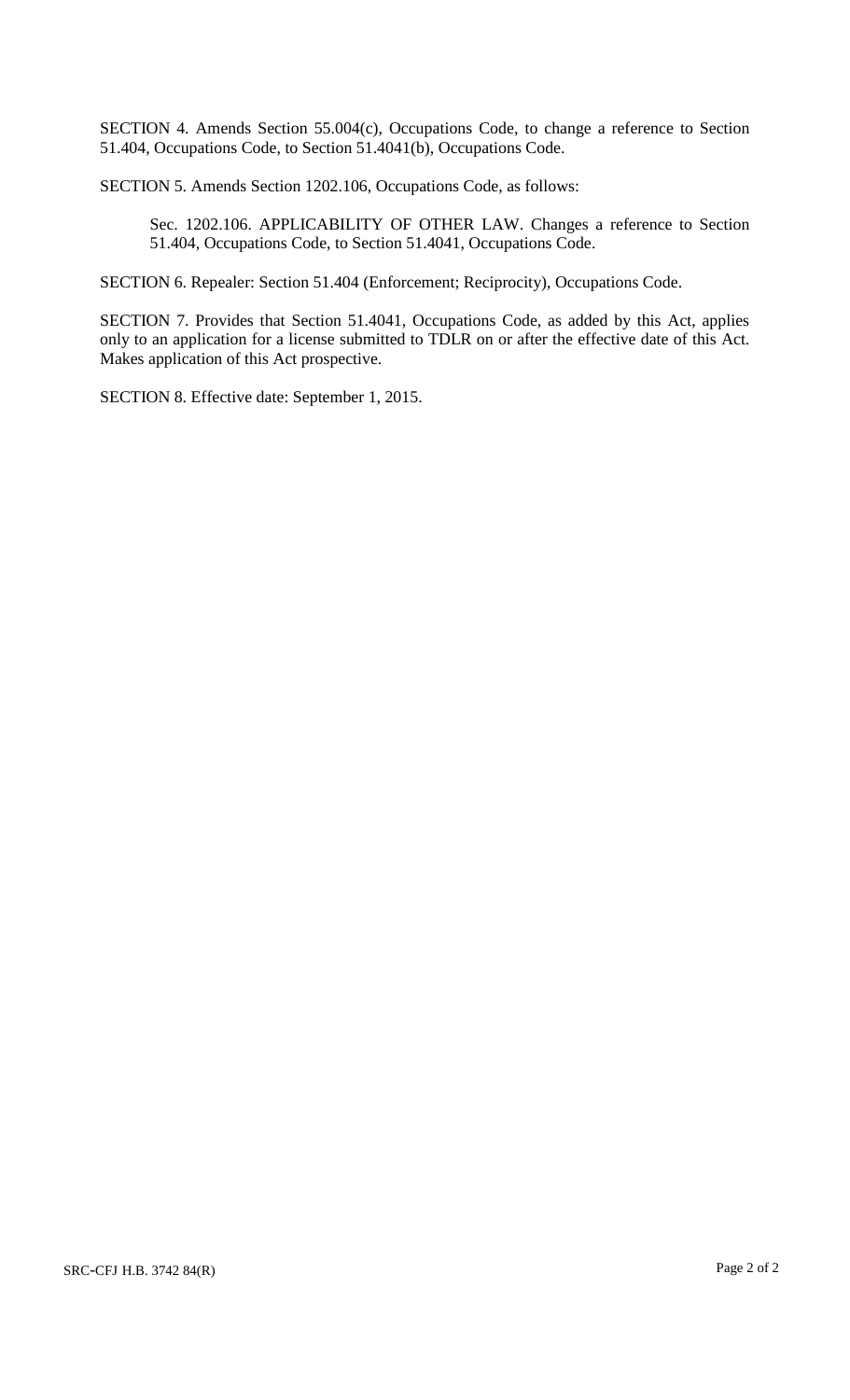SECTION 4. Amends Section 55.004(c), Occupations Code, to change a reference to Section 51.404, Occupations Code, to Section 51.4041(b), Occupations Code.

SECTION 5. Amends Section 1202.106, Occupations Code, as follows:

> Sec. 1202.106. APPLICABILITY OF OTHER LAW. Changes a reference to Section 51.404, Occupations Code, to Section 51.4041, Occupations Code.

SECTION 6. Repealer: Section 51.404 (Enforcement; Reciprocity), Occupations Code.

SECTION 7. Provides that Section 51.4041, Occupations Code, as added by this Act, applies only to an application for a license submitted to TDLR on or after the effective date of this Act. Makes application of this Act prospective.

SECTION 8. Effective date: September 1, 2015.